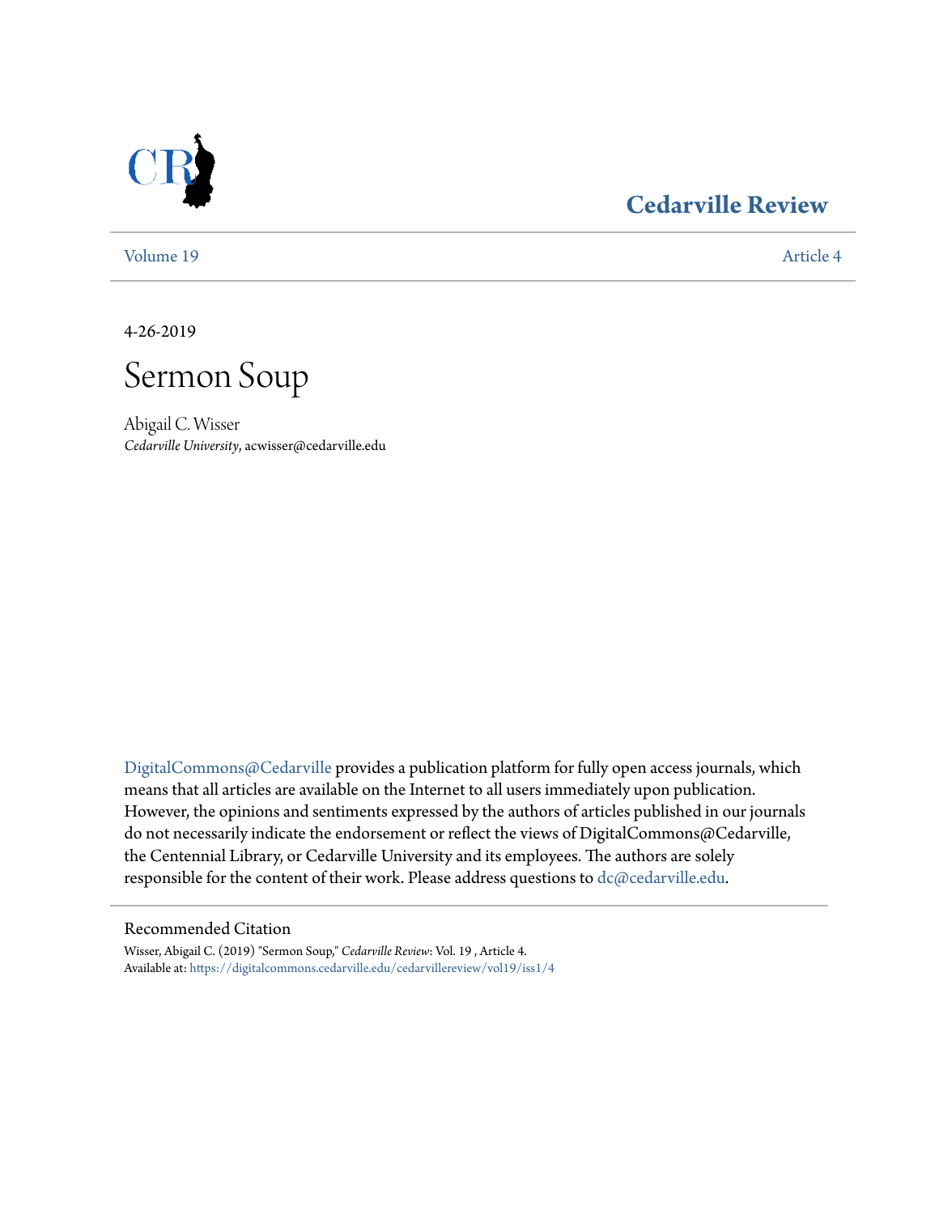Cedarville Review

Volume 19 | Article 4

4-26-2019

# Sermon Soup

Abigail C. Wisser
*Cedarville University*, acwisser@cedarville.edu

DigitalCommons@Cedarville provides a publication platform for fully open access journals, which means that all articles are available on the Internet to all users immediately upon publication. However, the opinions and sentiments expressed by the authors of articles published in our journals do not necessarily indicate the endorsement or reflect the views of DigitalCommons@Cedarville, the Centennial Library, or Cedarville University and its employees. The authors are solely responsible for the content of their work. Please address questions to dc@cedarville.edu.

## Recommended Citation

Wisser, Abigail C. (2019) "Sermon Soup," *Cedarville Review*: Vol. 19 , Article 4.
Available at: https://digitalcommons.cedarville.edu/cedarvillereview/vol19/iss1/4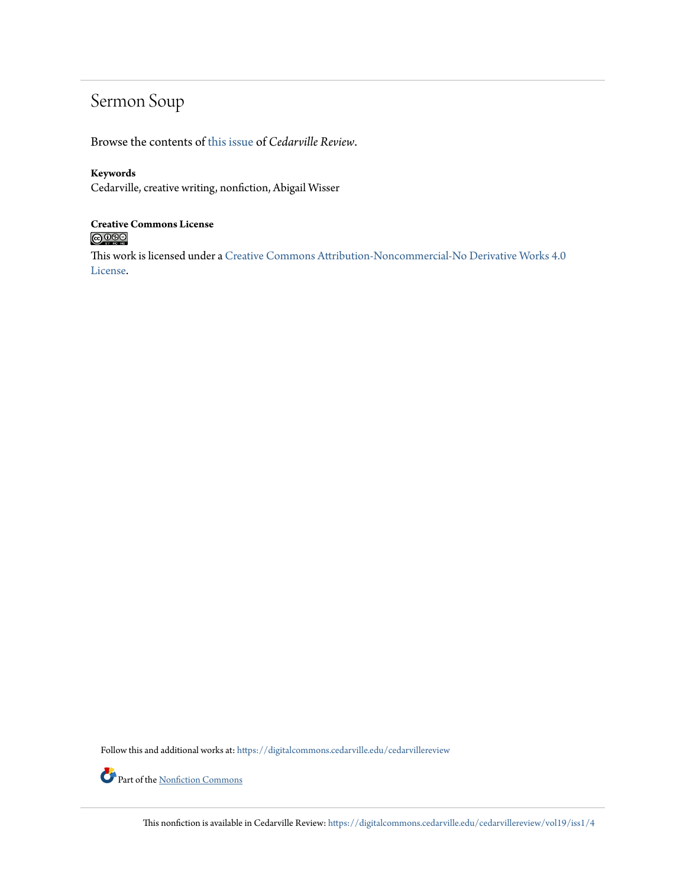# Sermon Soup

Browse the contents of this issue of *Cedarville Review*.

**Keywords**
Cedarville, creative writing, nonfiction, Abigail Wisser

**Creative Commons License**

This work is licensed under a Creative Commons Attribution-Noncommercial-No Derivative Works 4.0 License.

Follow this and additional works at: https://digitalcommons.cedarville.edu/cedarvillereview

Part of the Nonfiction Commons

This nonfiction is available in Cedarville Review: https://digitalcommons.cedarville.edu/cedarvillereview/vol19/iss1/4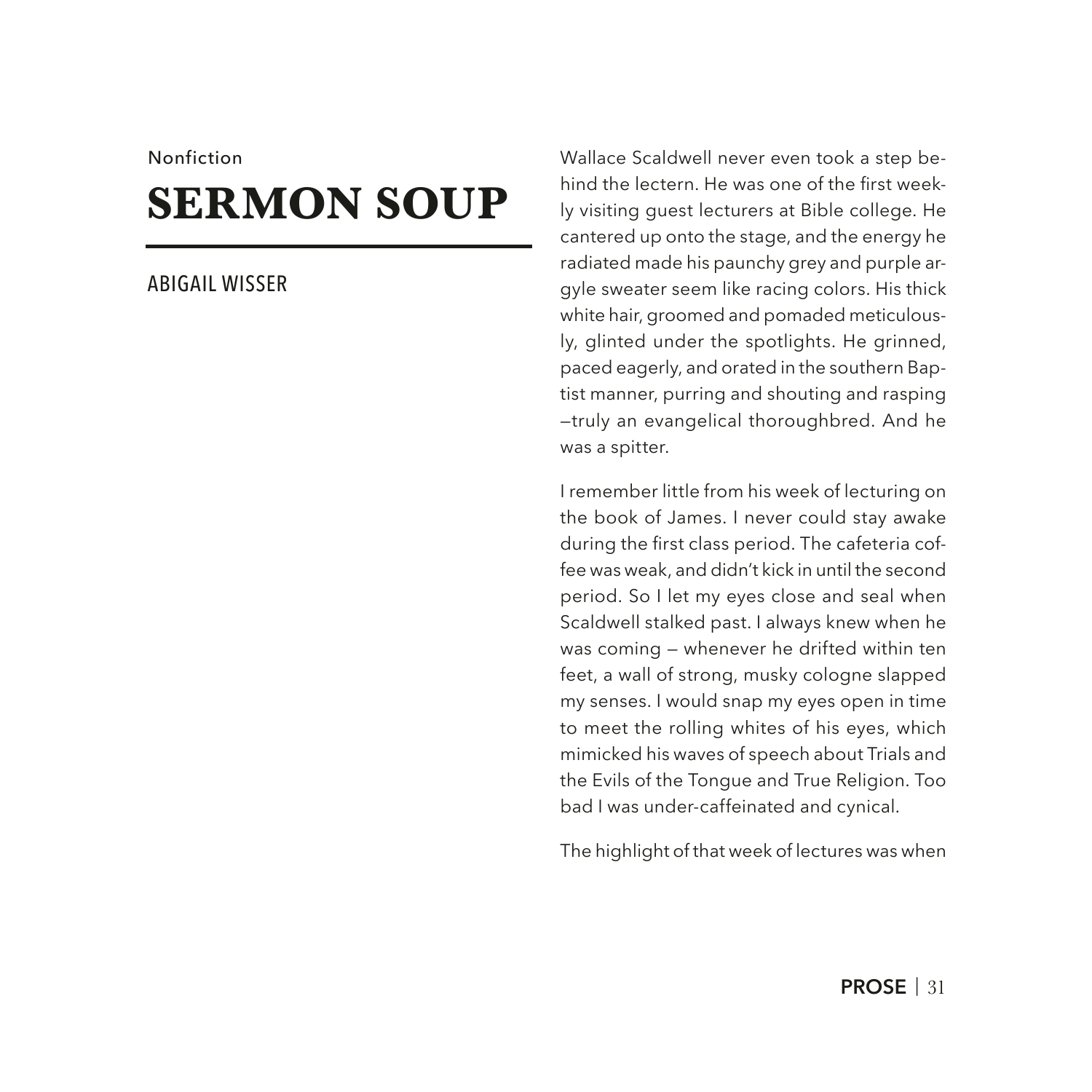Nonfiction

# SERMON SOUP

ABIGAIL WISSER

Wallace Scaldwell never even took a step behind the lectern. He was one of the first weekly visiting guest lecturers at Bible college. He cantered up onto the stage, and the energy he radiated made his paunchy grey and purple argyle sweater seem like racing colors. His thick white hair, groomed and pomaded meticulously, glinted under the spotlights. He grinned, paced eagerly, and orated in the southern Baptist manner, purring and shouting and rasping —truly an evangelical thoroughbred. And he was a spitter.

I remember little from his week of lecturing on the book of James. I never could stay awake during the first class period. The cafeteria coffee was weak, and didn't kick in until the second period. So I let my eyes close and seal when Scaldwell stalked past. I always knew when he was coming — whenever he drifted within ten feet, a wall of strong, musky cologne slapped my senses. I would snap my eyes open in time to meet the rolling whites of his eyes, which mimicked his waves of speech about Trials and the Evils of the Tongue and True Religion. Too bad I was under-caffeinated and cynical.

The highlight of that week of lectures was when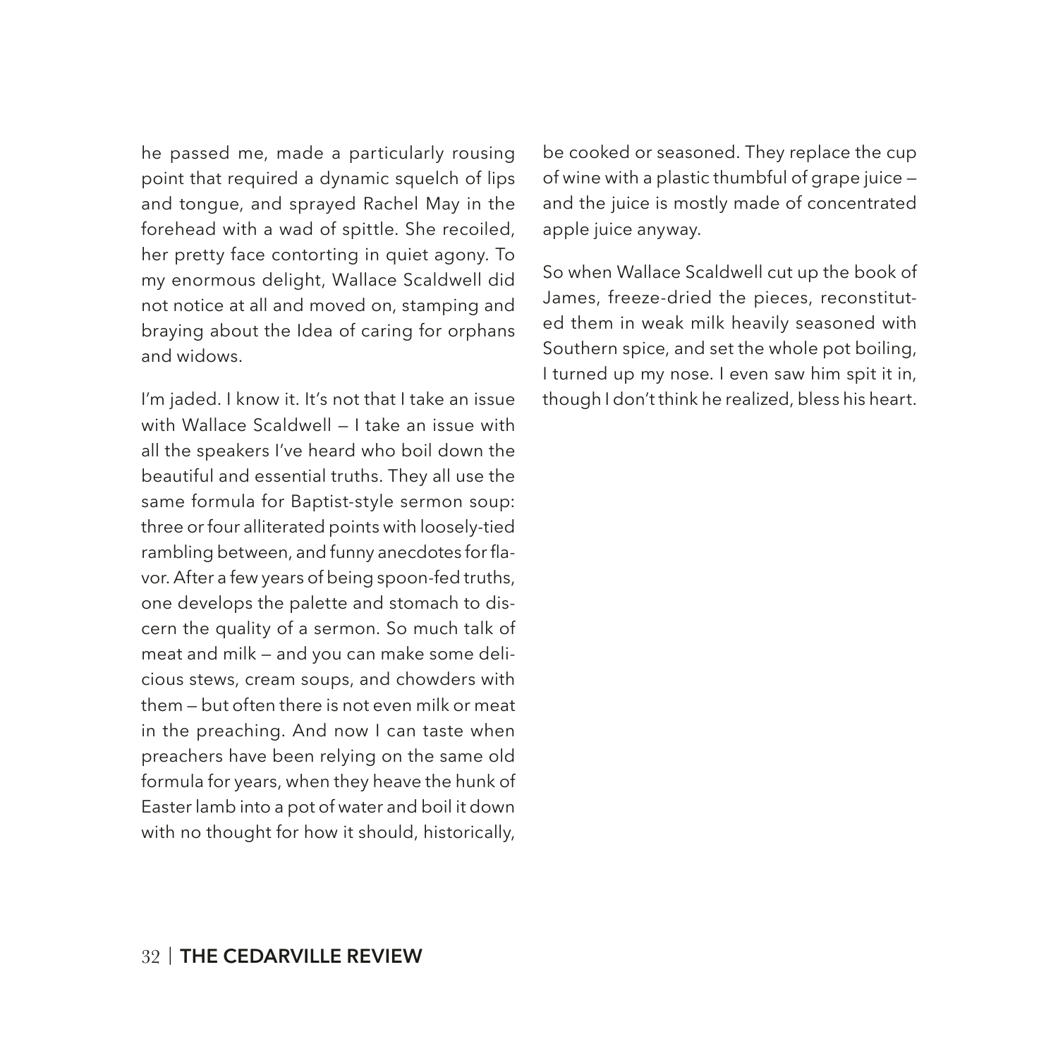he passed me, made a particularly rousing point that required a dynamic squelch of lips and tongue, and sprayed Rachel May in the forehead with a wad of spittle. She recoiled, her pretty face contorting in quiet agony. To my enormous delight, Wallace Scaldwell did not notice at all and moved on, stamping and braying about the Idea of caring for orphans and widows.

I'm jaded. I know it. It's not that I take an issue with Wallace Scaldwell — I take an issue with all the speakers I've heard who boil down the beautiful and essential truths. They all use the same formula for Baptist-style sermon soup: three or four alliterated points with loosely-tied rambling between, and funny anecdotes for flavor. After a few years of being spoon-fed truths, one develops the palette and stomach to discern the quality of a sermon. So much talk of meat and milk — and you can make some delicious stews, cream soups, and chowders with them — but often there is not even milk or meat in the preaching. And now I can taste when preachers have been relying on the same old formula for years, when they heave the hunk of Easter lamb into a pot of water and boil it down with no thought for how it should, historically, be cooked or seasoned. They replace the cup of wine with a plastic thumbful of grape juice — and the juice is mostly made of concentrated apple juice anyway.

So when Wallace Scaldwell cut up the book of James, freeze-dried the pieces, reconstituted them in weak milk heavily seasoned with Southern spice, and set the whole pot boiling, I turned up my nose. I even saw him spit it in, though I don't think he realized, bless his heart.